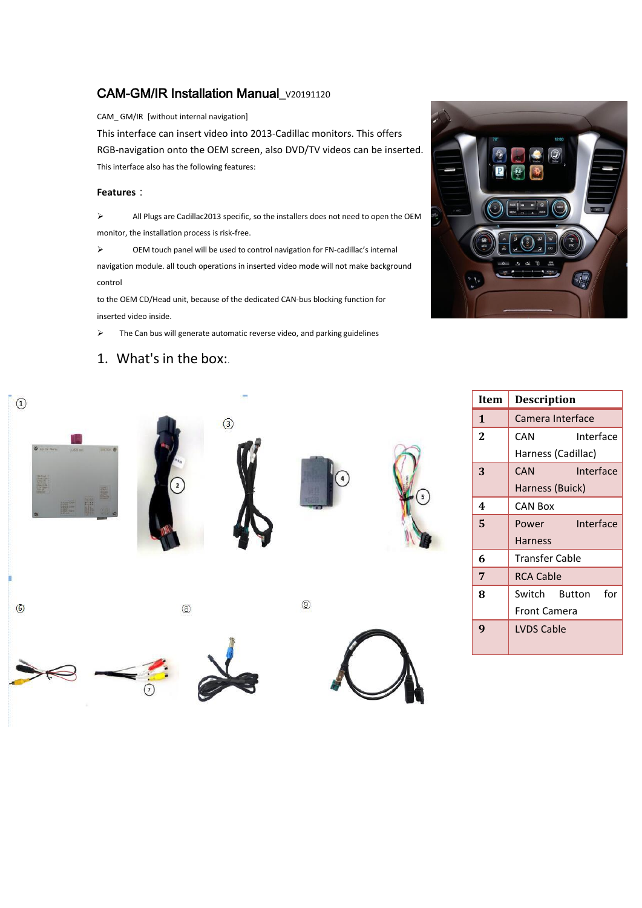# CAM-GM/IR Installation Manual_V20191120

CAM_ GM/IR [without internal navigation]

This interface can insert video into 2013-Cadillac monitors. This offers RGB-navigation onto the OEM screen, also DVD/TV videos can be inserted.

This interface also has the following features:

**Features**：

- All Plugs are Cadillac2013 specific, so the installers does not need to open the OEM monitor, the installation process is risk-free.
- OEM touch panel will be used to control navigation for FN-cadillac's internal navigation module. all touch operations in inserted video mode will not make background control

to the OEM CD/Head unit, because of the dedicated CAN-bus blocking function for inserted video inside.

- The Can bus will generate automatic reverse video, and parking guidelines

## 1. What's in the box:

| Item | Description |
|---|---|
| 1 | Camera Interface |
| 2 | CAN Interface Harness (Cadillac) |
| 3 | CAN Interface Harness (Buick) |
| 4 | CAN Box |
| 5 | Power Interface Harness |
| 6 | Transfer Cable |
| 7 | RCA Cable |
| 8 | Switch Button for Front Camera |
| 9 | LVDS Cable |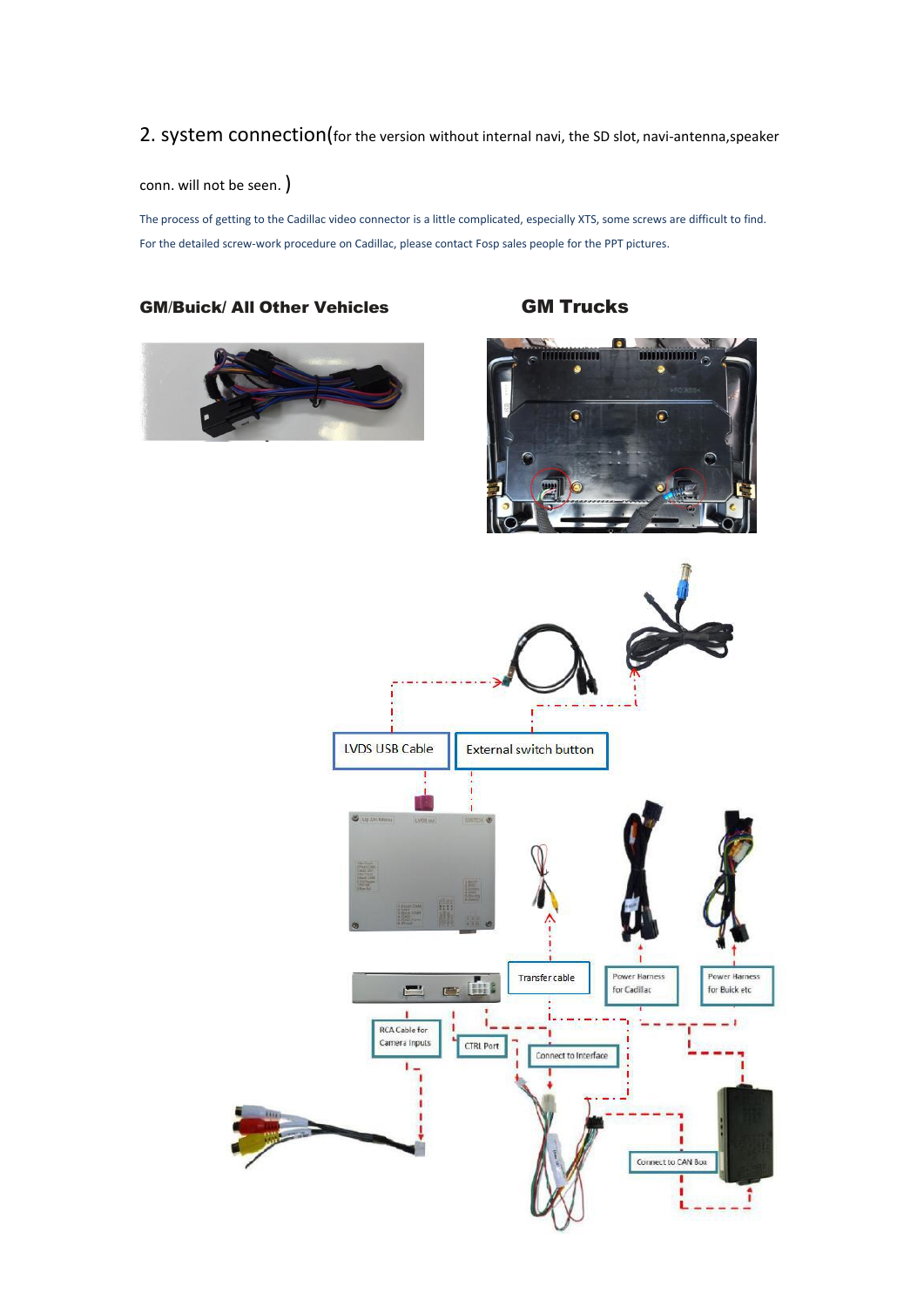## 2. system connection(for the version without internal navi, the SD slot, navi-antenna,speaker conn. will not be seen. )

The process of getting to the Cadillac video connector is a little complicated, especially XTS, some screws are difficult to find.

For the detailed screw-work procedure on Cadillac, please contact Fosp sales people for the PPT pictures.

**GM/Buick/ All Other Vehicles**

**GM Trucks**

LVDS USB Cable

External switch button

Transfer cable

Power Harness for Cadillac

Power Harness for Buick etc

RCA Cable for Camera Inputs

CTRL Port

Connect to Interface

Connect to CAN Box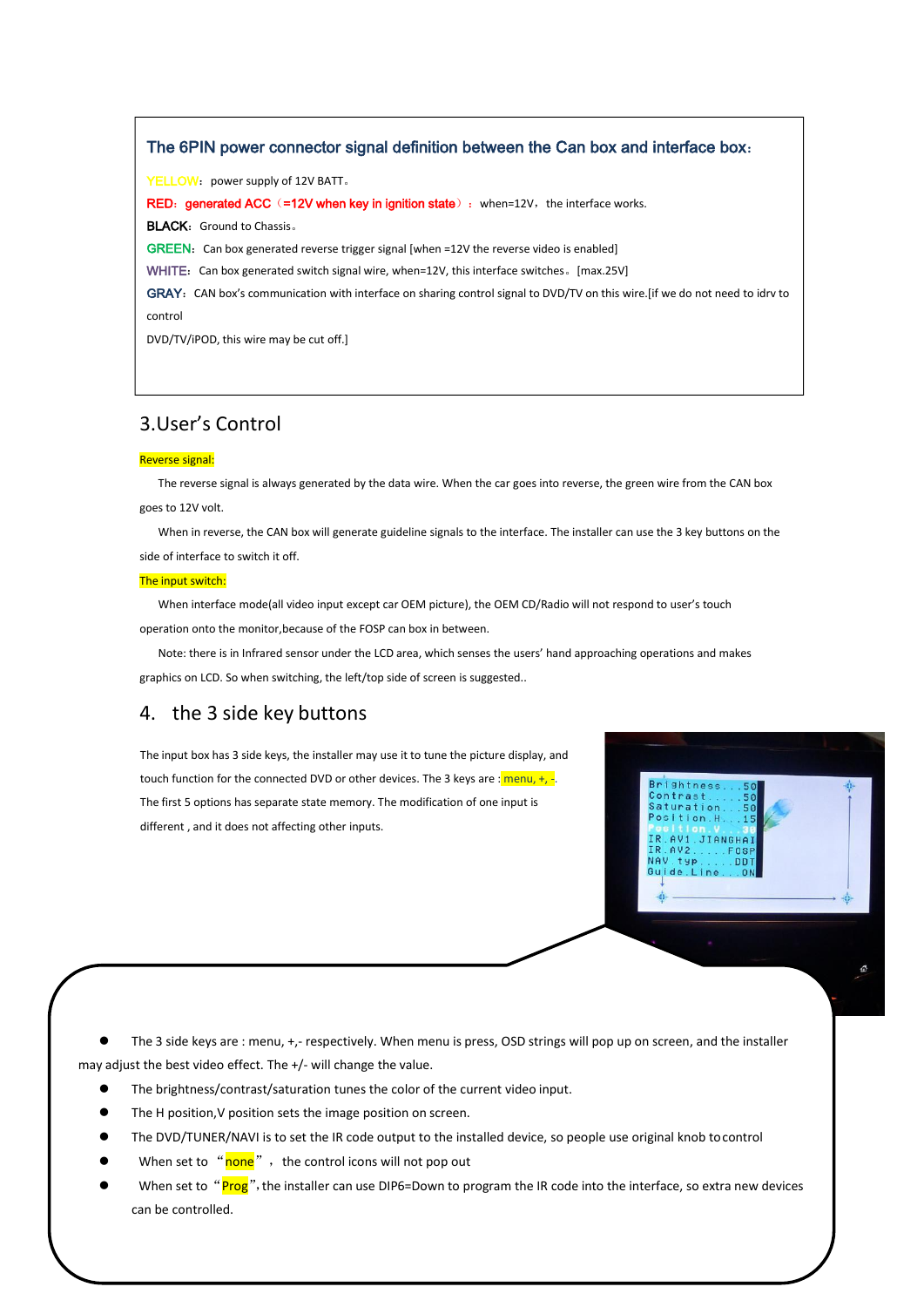### The 6PIN power connector signal definition between the Can box and interface box：

YELLOW：power supply of 12V BATT。

RED：generated ACC（=12V when key in ignition state）：when=12V，the interface works.

BLACK：Ground to Chassis。

GREEN：Can box generated reverse trigger signal [when =12V the reverse video is enabled]

WHITE：Can box generated switch signal wire, when=12V, this interface switches。[max.25V]

GRAY：CAN box's communication with interface on sharing control signal to DVD/TV on this wire.[if we do not need to idrv to control

DVD/TV/iPOD, this wire may be cut off.]

## 3.User's Control

Reverse signal:

The reverse signal is always generated by the data wire. When the car goes into reverse, the green wire from the CAN box goes to 12V volt.

When in reverse, the CAN box will generate guideline signals to the interface. The installer can use the 3 key buttons on the side of interface to switch it off.

The input switch:

When interface mode(all video input except car OEM picture), the OEM CD/Radio will not respond to user's touch operation onto the monitor,because of the FOSP can box in between.

Note: there is in Infrared sensor under the LCD area, which senses the users' hand approaching operations and makes graphics on LCD. So when switching, the left/top side of screen is suggested..

## 4. the 3 side key buttons

The input box has 3 side keys, the installer may use it to tune the picture display, and touch function for the connected DVD or other devices. The 3 keys are : menu, +, -. The first 5 options has separate state memory. The modification of one input is different , and it does not affecting other inputs.

- The 3 side keys are : menu, +,- respectively. When menu is press, OSD strings will pop up on screen, and the installer may adjust the best video effect. The +/- will change the value.
- The brightness/contrast/saturation tunes the color of the current video input.
- The H position,V position sets the image position on screen.
- The DVD/TUNER/NAVI is to set the IR code output to the installed device, so people use original knob to control
- When set to "none", the control icons will not pop out
- When set to "Prog", the installer can use DIP6=Down to program the IR code into the interface, so extra new devices can be controlled.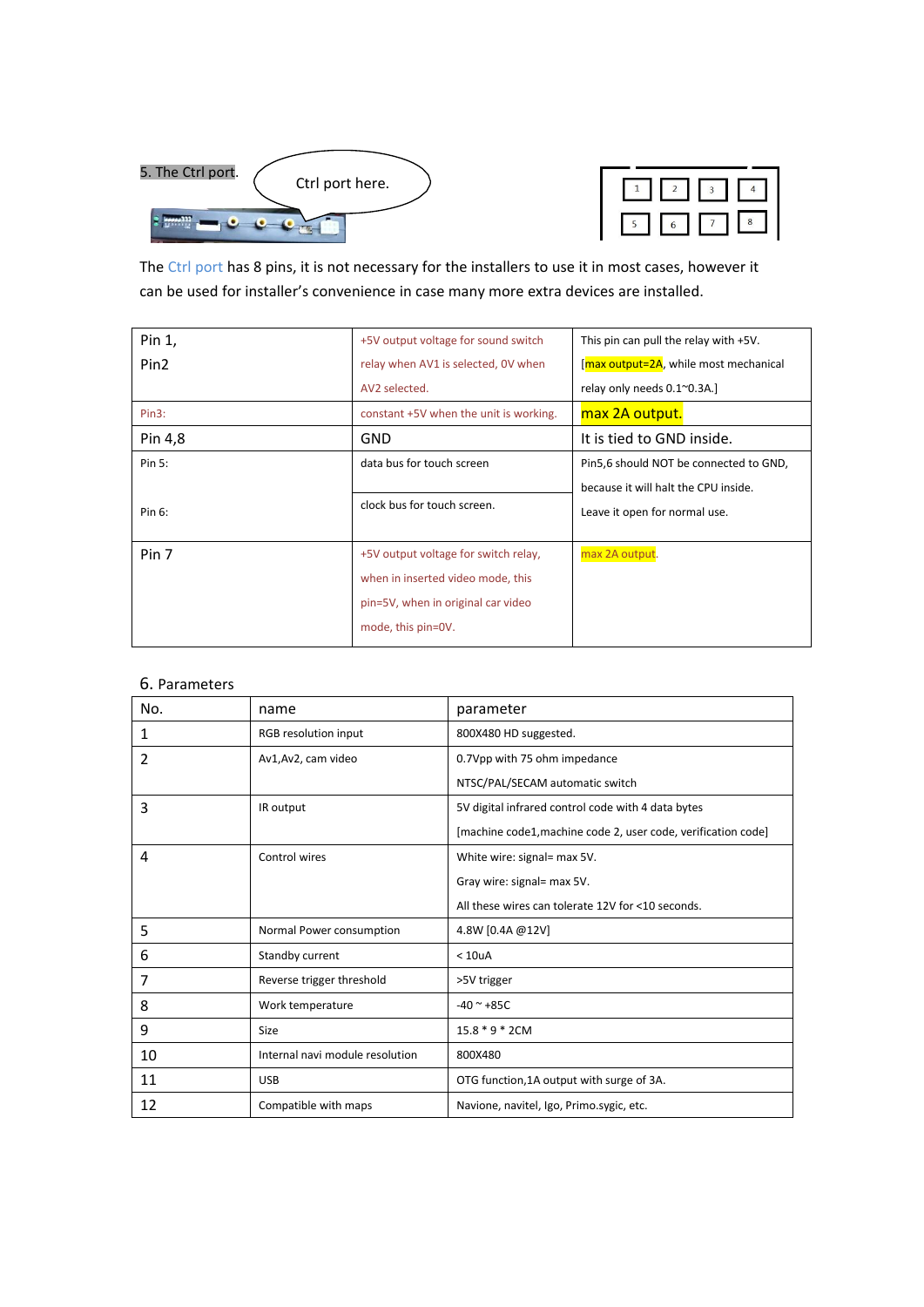5. The Ctrl port.

Ctrl port here.

1 2 3 4
5 6 7 8

The Ctrl port has 8 pins, it is not necessary for the installers to use it in most cases, however it can be used for installer's convenience in case many more extra devices are installed.

| | | |
|---|---|---|
| Pin 1, Pin2 | +5V output voltage for sound switch relay when AV1 is selected, 0V when AV2 selected. | This pin can pull the relay with +5V. [max output=2A, while most mechanical relay only needs 0.1~0.3A.] |
| Pin3: | constant +5V when the unit is working. | max 2A output. |
| Pin 4,8 | GND | It is tied to GND inside. |
| Pin 5: | data bus for touch screen | Pin5,6 should NOT be connected to GND, because it will halt the CPU inside. Leave it open for normal use. |
| Pin 6: | clock bus for touch screen. | |
| Pin 7 | +5V output voltage for switch relay, when in inserted video mode, this pin=5V, when in original car video mode, this pin=0V. | max 2A output. |

6. Parameters

| No. | name | parameter |
|---|---|---|
| 1 | RGB resolution input | 800X480 HD suggested. |
| 2 | Av1,Av2, cam video | 0.7Vpp with 75 ohm impedance<br>NTSC/PAL/SECAM automatic switch |
| 3 | IR output | 5V digital infrared control code with 4 data bytes<br>[machine code1,machine code 2, user code, verification code] |
| 4 | Control wires | White wire: signal= max 5V.<br>Gray wire: signal= max 5V.<br>All these wires can tolerate 12V for <10 seconds. |
| 5 | Normal Power consumption | 4.8W [0.4A @12V] |
| 6 | Standby current | < 10uA |
| 7 | Reverse trigger threshold | >5V trigger |
| 8 | Work temperature | -40 ~ +85C |
| 9 | Size | 15.8 * 9 * 2CM |
| 10 | Internal navi module resolution | 800X480 |
| 11 | USB | OTG function,1A output with surge of 3A. |
| 12 | Compatible with maps | Navione, navitel, Igo, Primo.sygic, etc. |